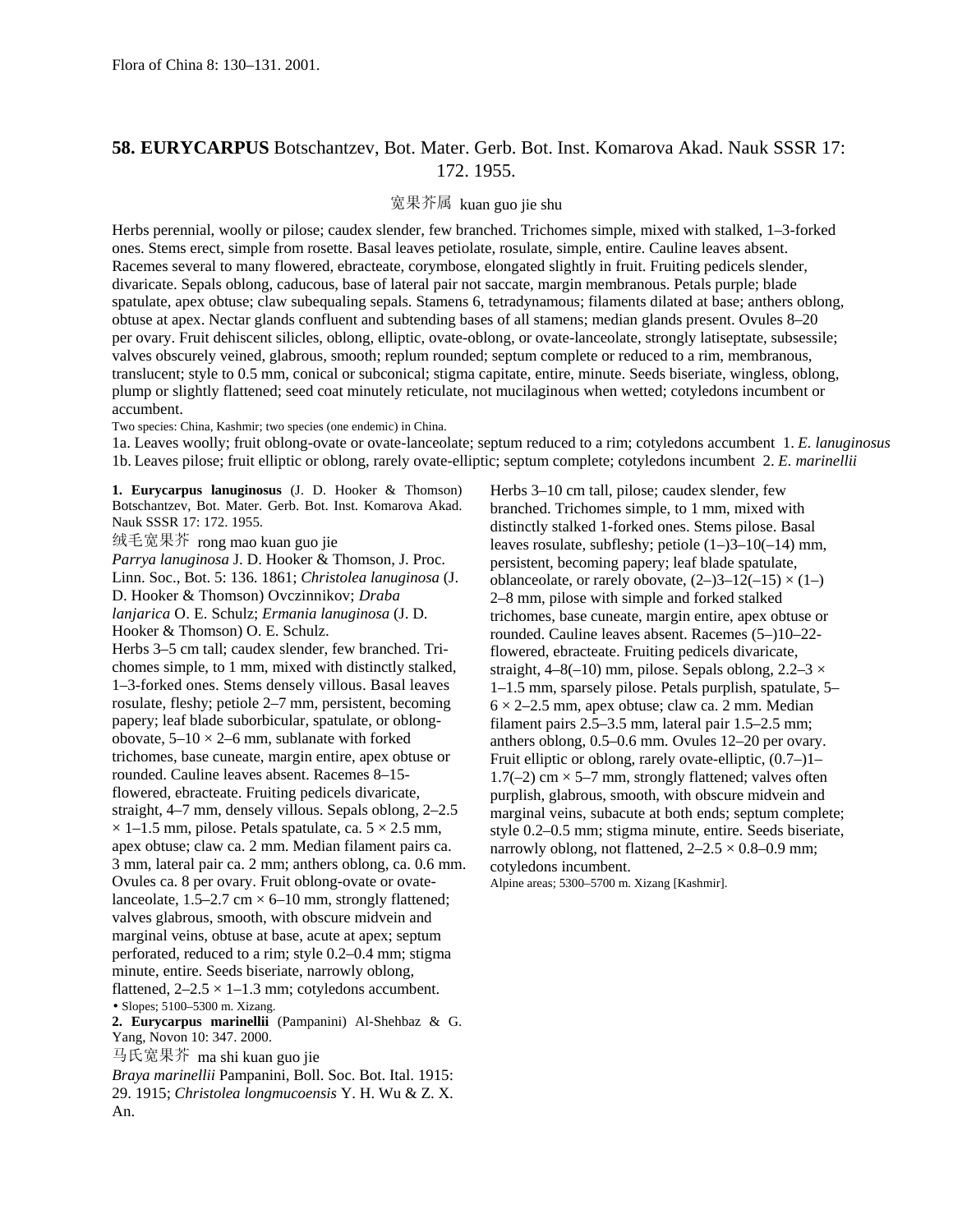Flora of China 8: 130–131. 2001.

## 58. EURYCARPUS Botschantzev, Bot. Mater. Gerb. Bot. Inst. Komarova Akad. Nauk SSSR 17: 172. 1955.

宽果芥属 kuan guo jie shu

Herbs perennial, woolly or pilose; caudex slender, few branched. Trichomes simple, mixed with stalked, 1–3-forked ones. Stems erect, simple from rosette. Basal leaves petiolate, rosulate, simple, entire. Cauline leaves absent. Racemes several to many flowered, ebracteate, corymbose, elongated slightly in fruit. Fruiting pedicels slender, divaricate. Sepals oblong, caducous, base of lateral pair not saccate, margin membranous. Petals purple; blade spatulate, apex obtuse; claw subequaling sepals. Stamens 6, tetradynamous; filaments dilated at base; anthers oblong, obtuse at apex. Nectar glands confluent and subtending bases of all stamens; median glands present. Ovules 8–20 per ovary. Fruit dehiscent silicles, oblong, elliptic, ovate-oblong, or ovate-lanceolate, strongly latiseptate, subsessile; valves obscurely veined, glabrous, smooth; replum rounded; septum complete or reduced to a rim, membranous, translucent; style to 0.5 mm, conical or subconical; stigma capitate, entire, minute. Seeds biseriate, wingless, oblong, plump or slightly flattened; seed coat minutely reticulate, not mucilaginous when wetted; cotyledons incumbent or accumbent.

Two species: China, Kashmir; two species (one endemic) in China.

1a. Leaves woolly; fruit oblong-ovate or ovate-lanceolate; septum reduced to a rim; cotyledons accumbent 1. *E. lanuginosus*
1b. Leaves pilose; fruit elliptic or oblong, rarely ovate-elliptic; septum complete; cotyledons incumbent 2. *E. marinellii*

**1. Eurycarpus lanuginosus** (J. D. Hooker & Thomson) Botschantzev, Bot. Mater. Gerb. Bot. Inst. Komarova Akad. Nauk SSSR 17: 172. 1955.

绒毛宽果芥 rong mao kuan guo jie

*Parrya lanuginosa* J. D. Hooker & Thomson, J. Proc. Linn. Soc., Bot. 5: 136. 1861; *Christolea lanuginosa* (J. D. Hooker & Thomson) Ovczinnikov; *Draba lanjarica* O. E. Schulz; *Ermania lanuginosa* (J. D. Hooker & Thomson) O. E. Schulz.

Herbs 3–5 cm tall; caudex slender, few branched. Trichomes simple, to 1 mm, mixed with distinctly stalked, 1–3-forked ones. Stems densely villous. Basal leaves rosulate, fleshy; petiole 2–7 mm, persistent, becoming papery; leaf blade suborbicular, spatulate, or oblong-obovate, 5–10 × 2–6 mm, sublanate with forked trichomes, base cuneate, margin entire, apex obtuse or rounded. Cauline leaves absent. Racemes 8–15-flowered, ebracteate. Fruiting pedicels divaricate, straight, 4–7 mm, densely villous. Sepals oblong, 2–2.5 × 1–1.5 mm, pilose. Petals spatulate, ca. 5 × 2.5 mm, apex obtuse; claw ca. 2 mm. Median filament pairs ca. 3 mm, lateral pair ca. 2 mm; anthers oblong, ca. 0.6 mm. Ovules ca. 8 per ovary. Fruit oblong-ovate or ovate-lanceolate, 1.5–2.7 cm × 6–10 mm, strongly flattened; valves glabrous, smooth, with obscure midvein and marginal veins, obtuse at base, acute at apex; septum perforated, reduced to a rim; style 0.2–0.4 mm; stigma minute, entire. Seeds biseriate, narrowly oblong, flattened, 2–2.5 × 1–1.3 mm; cotyledons accumbent.

• Slopes; 5100–5300 m. Xizang.

**2. Eurycarpus marinellii** (Pampanini) Al-Shehbaz & G. Yang, Novon 10: 347. 2000.

马氏宽果芥 ma shi kuan guo jie

*Braya marinellii* Pampanini, Boll. Soc. Bot. Ital. 1915: 29. 1915; *Christolea longmucoensis* Y. H. Wu & Z. X. An.

Herbs 3–10 cm tall, pilose; caudex slender, few branched. Trichomes simple, to 1 mm, mixed with distinctly stalked 1-forked ones. Stems pilose. Basal leaves rosulate, subfleshy; petiole (1–)3–10(–14) mm, persistent, becoming papery; leaf blade spatulate, oblanceolate, or rarely obovate, (2–)3–12(–15) × (1–)2–8 mm, pilose with simple and forked stalked trichomes, base cuneate, margin entire, apex obtuse or rounded. Cauline leaves absent. Racemes (5–)10–22-flowered, ebracteate. Fruiting pedicels divaricate, straight, 4–8(–10) mm, pilose. Sepals oblong, 2.2–3 × 1–1.5 mm, sparsely pilose. Petals purplish, spatulate, 5–6 × 2–2.5 mm, apex obtuse; claw ca. 2 mm. Median filament pairs 2.5–3.5 mm, lateral pair 1.5–2.5 mm; anthers oblong, 0.5–0.6 mm. Ovules 12–20 per ovary. Fruit elliptic or oblong, rarely ovate-elliptic, (0.7–)1–1.7(–2) cm × 5–7 mm, strongly flattened; valves often purplish, glabrous, smooth, with obscure midvein and marginal veins, subacute at both ends; septum complete; style 0.2–0.5 mm; stigma minute, entire. Seeds biseriate, narrowly oblong, not flattened, 2–2.5 × 0.8–0.9 mm; cotyledons incumbent.

Alpine areas; 5300–5700 m. Xizang [Kashmir].